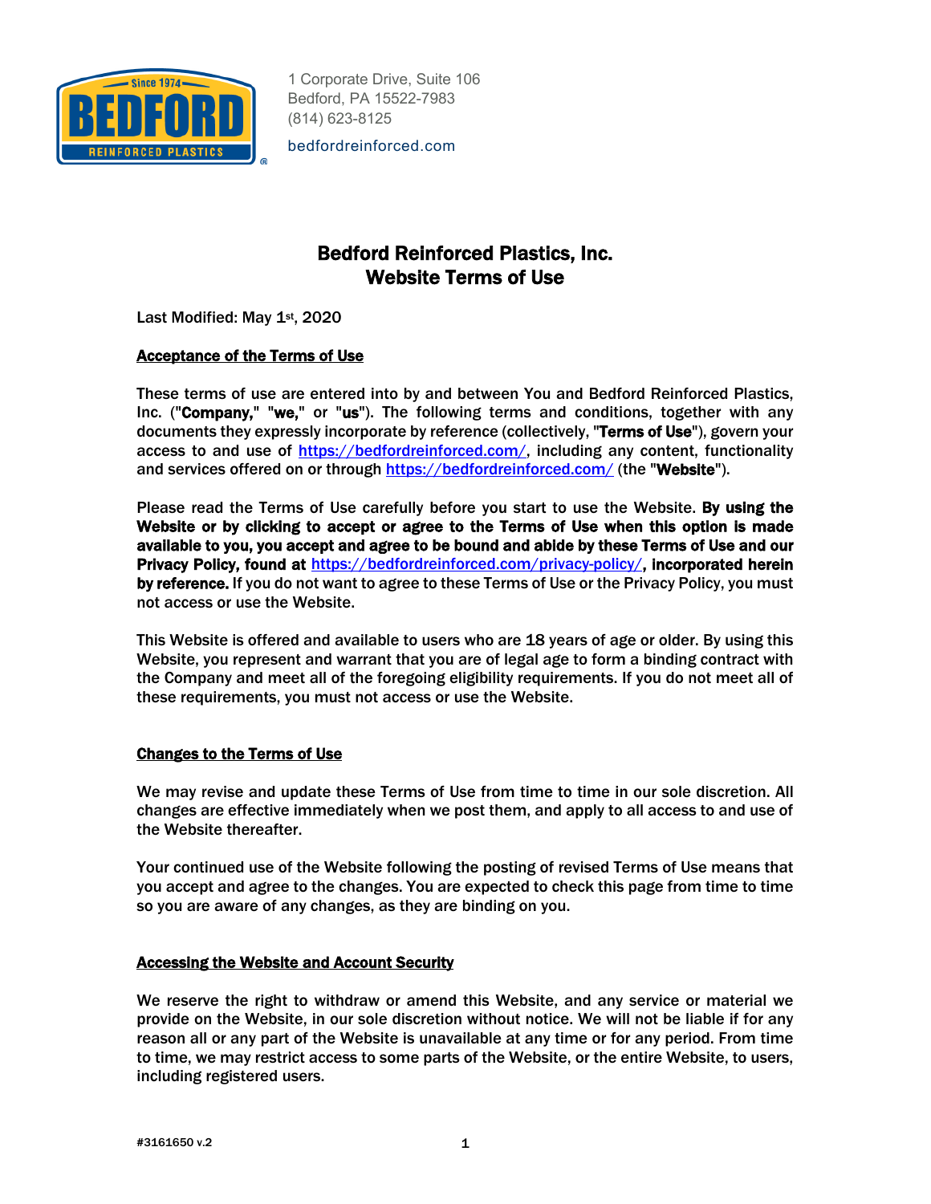1 Corporate Drive, Suite 106
Bedford, PA 15522-7983
(814) 623-8125

bedfordreinforced.com

# Bedford Reinforced Plastics, Inc.
# Website Terms of Use

Last Modified: May 1st, 2020

## Acceptance of the Terms of Use

These terms of use are entered into by and between You and Bedford Reinforced Plastics, Inc. ("**Company,**" "**we,**" or "**us**"). The following terms and conditions, together with any documents they expressly incorporate by reference (collectively, "**Terms of Use**"), govern your access to and use of https://bedfordreinforced.com/, including any content, functionality and services offered on or through https://bedfordreinforced.com/ (the "**Website**").

Please read the Terms of Use carefully before you start to use the Website. **By using the Website or by clicking to accept or agree to the Terms of Use when this option is made available to you, you accept and agree to be bound and abide by these Terms of Use and our Privacy Policy, found at https://bedfordreinforced.com/privacy-policy/, incorporated herein by reference.** If you do not want to agree to these Terms of Use or the Privacy Policy, you must not access or use the Website.

This Website is offered and available to users who are 18 years of age or older. By using this Website, you represent and warrant that you are of legal age to form a binding contract with the Company and meet all of the foregoing eligibility requirements. If you do not meet all of these requirements, you must not access or use the Website.

## Changes to the Terms of Use

We may revise and update these Terms of Use from time to time in our sole discretion. All changes are effective immediately when we post them, and apply to all access to and use of the Website thereafter.

Your continued use of the Website following the posting of revised Terms of Use means that you accept and agree to the changes. You are expected to check this page from time to time so you are aware of any changes, as they are binding on you.

## Accessing the Website and Account Security

We reserve the right to withdraw or amend this Website, and any service or material we provide on the Website, in our sole discretion without notice. We will not be liable if for any reason all or any part of the Website is unavailable at any time or for any period. From time to time, we may restrict access to some parts of the Website, or the entire Website, to users, including registered users.

#3161650 v.2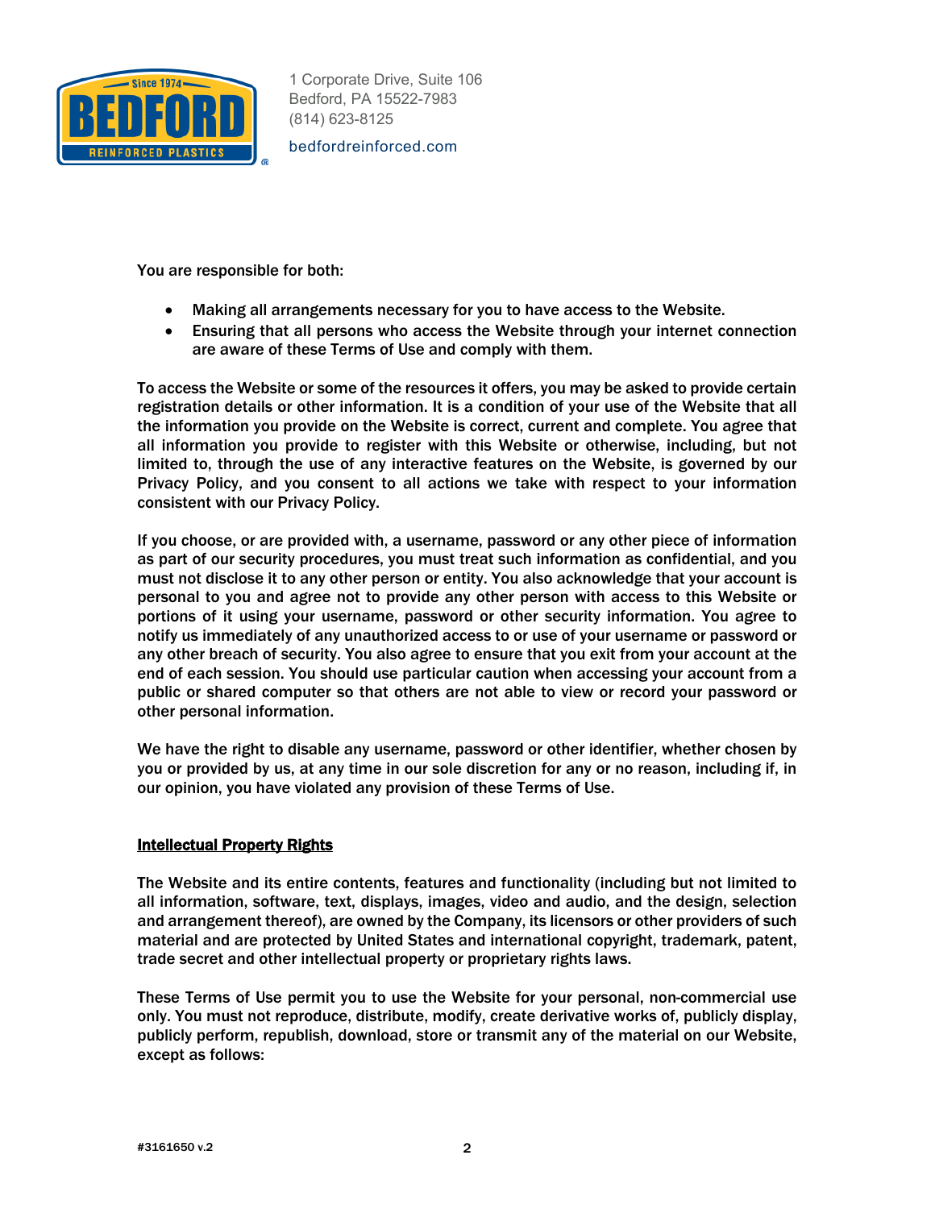You are responsible for both:

- Making all arrangements necessary for you to have access to the Website.
- Ensuring that all persons who access the Website through your internet connection are aware of these Terms of Use and comply with them.

To access the Website or some of the resources it offers, you may be asked to provide certain registration details or other information. It is a condition of your use of the Website that all the information you provide on the Website is correct, current and complete. You agree that all information you provide to register with this Website or otherwise, including, but not limited to, through the use of any interactive features on the Website, is governed by our Privacy Policy, and you consent to all actions we take with respect to your information consistent with our Privacy Policy.

If you choose, or are provided with, a username, password or any other piece of information as part of our security procedures, you must treat such information as confidential, and you must not disclose it to any other person or entity. You also acknowledge that your account is personal to you and agree not to provide any other person with access to this Website or portions of it using your username, password or other security information. You agree to notify us immediately of any unauthorized access to or use of your username or password or any other breach of security. You also agree to ensure that you exit from your account at the end of each session. You should use particular caution when accessing your account from a public or shared computer so that others are not able to view or record your password or other personal information.

We have the right to disable any username, password or other identifier, whether chosen by you or provided by us, at any time in our sole discretion for any or no reason, including if, in our opinion, you have violated any provision of these Terms of Use.

## Intellectual Property Rights

The Website and its entire contents, features and functionality (including but not limited to all information, software, text, displays, images, video and audio, and the design, selection and arrangement thereof), are owned by the Company, its licensors or other providers of such material and are protected by United States and international copyright, trademark, patent, trade secret and other intellectual property or proprietary rights laws.

These Terms of Use permit you to use the Website for your personal, non-commercial use only. You must not reproduce, distribute, modify, create derivative works of, publicly display, publicly perform, republish, download, store or transmit any of the material on our Website, except as follows: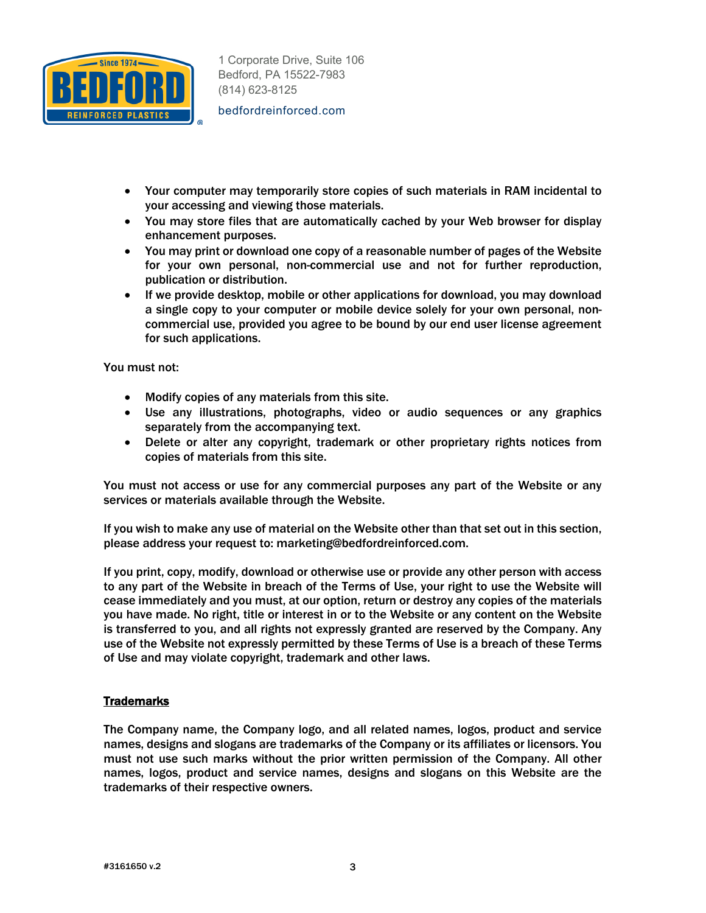- Your computer may temporarily store copies of such materials in RAM incidental to your accessing and viewing those materials.
- You may store files that are automatically cached by your Web browser for display enhancement purposes.
- You may print or download one copy of a reasonable number of pages of the Website for your own personal, non-commercial use and not for further reproduction, publication or distribution.
- If we provide desktop, mobile or other applications for download, you may download a single copy to your computer or mobile device solely for your own personal, non-commercial use, provided you agree to be bound by our end user license agreement for such applications.

You must not:

- Modify copies of any materials from this site.
- Use any illustrations, photographs, video or audio sequences or any graphics separately from the accompanying text.
- Delete or alter any copyright, trademark or other proprietary rights notices from copies of materials from this site.

You must not access or use for any commercial purposes any part of the Website or any services or materials available through the Website.

If you wish to make any use of material on the Website other than that set out in this section, please address your request to: marketing@bedfordreinforced.com.

If you print, copy, modify, download or otherwise use or provide any other person with access to any part of the Website in breach of the Terms of Use, your right to use the Website will cease immediately and you must, at our option, return or destroy any copies of the materials you have made. No right, title or interest in or to the Website or any content on the Website is transferred to you, and all rights not expressly granted are reserved by the Company. Any use of the Website not expressly permitted by these Terms of Use is a breach of these Terms of Use and may violate copyright, trademark and other laws.

## Trademarks

The Company name, the Company logo, and all related names, logos, product and service names, designs and slogans are trademarks of the Company or its affiliates or licensors. You must not use such marks without the prior written permission of the Company. All other names, logos, product and service names, designs and slogans on this Website are the trademarks of their respective owners.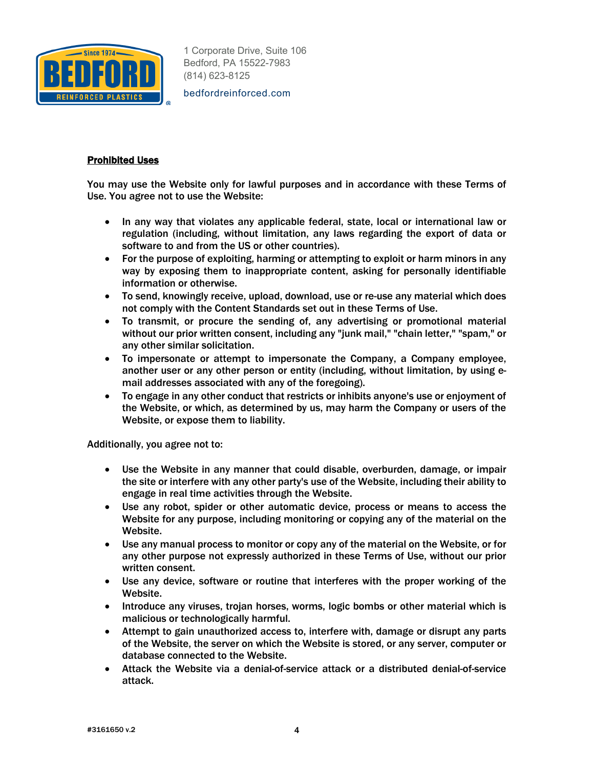**Prohibited Uses**

You may use the Website only for lawful purposes and in accordance with these Terms of Use. You agree not to use the Website:

- In any way that violates any applicable federal, state, local or international law or regulation (including, without limitation, any laws regarding the export of data or software to and from the US or other countries).
- For the purpose of exploiting, harming or attempting to exploit or harm minors in any way by exposing them to inappropriate content, asking for personally identifiable information or otherwise.
- To send, knowingly receive, upload, download, use or re-use any material which does not comply with the Content Standards set out in these Terms of Use.
- To transmit, or procure the sending of, any advertising or promotional material without our prior written consent, including any "junk mail," "chain letter," "spam," or any other similar solicitation.
- To impersonate or attempt to impersonate the Company, a Company employee, another user or any other person or entity (including, without limitation, by using e-mail addresses associated with any of the foregoing).
- To engage in any other conduct that restricts or inhibits anyone's use or enjoyment of the Website, or which, as determined by us, may harm the Company or users of the Website, or expose them to liability.

Additionally, you agree not to:

- Use the Website in any manner that could disable, overburden, damage, or impair the site or interfere with any other party's use of the Website, including their ability to engage in real time activities through the Website.
- Use any robot, spider or other automatic device, process or means to access the Website for any purpose, including monitoring or copying any of the material on the Website.
- Use any manual process to monitor or copy any of the material on the Website, or for any other purpose not expressly authorized in these Terms of Use, without our prior written consent.
- Use any device, software or routine that interferes with the proper working of the Website.
- Introduce any viruses, trojan horses, worms, logic bombs or other material which is malicious or technologically harmful.
- Attempt to gain unauthorized access to, interfere with, damage or disrupt any parts of the Website, the server on which the Website is stored, or any server, computer or database connected to the Website.
- Attack the Website via a denial-of-service attack or a distributed denial-of-service attack.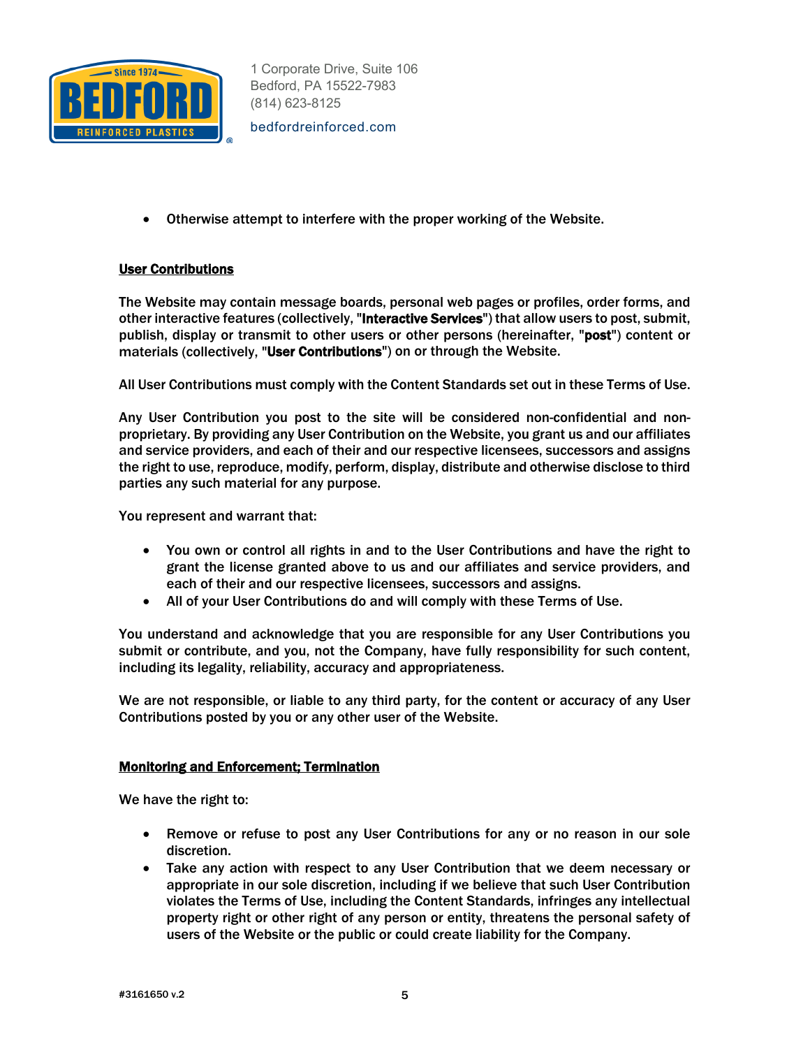- Otherwise attempt to interfere with the proper working of the Website.

**User Contributions**

The Website may contain message boards, personal web pages or profiles, order forms, and other interactive features (collectively, "**Interactive Services**") that allow users to post, submit, publish, display or transmit to other users or other persons (hereinafter, "**post**") content or materials (collectively, "**User Contributions**") on or through the Website.

All User Contributions must comply with the Content Standards set out in these Terms of Use.

Any User Contribution you post to the site will be considered non-confidential and non-proprietary. By providing any User Contribution on the Website, you grant us and our affiliates and service providers, and each of their and our respective licensees, successors and assigns the right to use, reproduce, modify, perform, display, distribute and otherwise disclose to third parties any such material for any purpose.

You represent and warrant that:

- You own or control all rights in and to the User Contributions and have the right to grant the license granted above to us and our affiliates and service providers, and each of their and our respective licensees, successors and assigns.
- All of your User Contributions do and will comply with these Terms of Use.

You understand and acknowledge that you are responsible for any User Contributions you submit or contribute, and you, not the Company, have fully responsibility for such content, including its legality, reliability, accuracy and appropriateness.

We are not responsible, or liable to any third party, for the content or accuracy of any User Contributions posted by you or any other user of the Website.

**Monitoring and Enforcement; Termination**

We have the right to:

- Remove or refuse to post any User Contributions for any or no reason in our sole discretion.
- Take any action with respect to any User Contribution that we deem necessary or appropriate in our sole discretion, including if we believe that such User Contribution violates the Terms of Use, including the Content Standards, infringes any intellectual property right or other right of any person or entity, threatens the personal safety of users of the Website or the public or could create liability for the Company.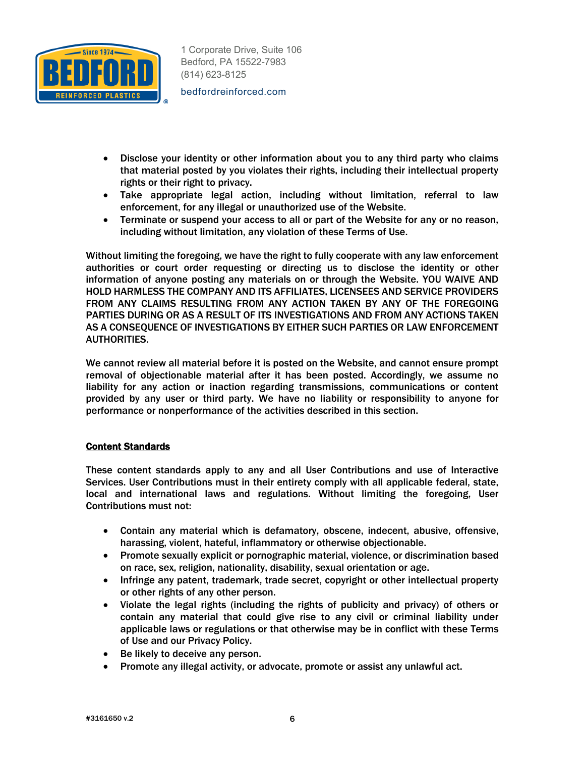- Disclose your identity or other information about you to any third party who claims that material posted by you violates their rights, including their intellectual property rights or their right to privacy.
- Take appropriate legal action, including without limitation, referral to law enforcement, for any illegal or unauthorized use of the Website.
- Terminate or suspend your access to all or part of the Website for any or no reason, including without limitation, any violation of these Terms of Use.

Without limiting the foregoing, we have the right to fully cooperate with any law enforcement authorities or court order requesting or directing us to disclose the identity or other information of anyone posting any materials on or through the Website. YOU WAIVE AND HOLD HARMLESS THE COMPANY AND ITS AFFILIATES, LICENSEES AND SERVICE PROVIDERS FROM ANY CLAIMS RESULTING FROM ANY ACTION TAKEN BY ANY OF THE FOREGOING PARTIES DURING OR AS A RESULT OF ITS INVESTIGATIONS AND FROM ANY ACTIONS TAKEN AS A CONSEQUENCE OF INVESTIGATIONS BY EITHER SUCH PARTIES OR LAW ENFORCEMENT AUTHORITIES.

We cannot review all material before it is posted on the Website, and cannot ensure prompt removal of objectionable material after it has been posted. Accordingly, we assume no liability for any action or inaction regarding transmissions, communications or content provided by any user or third party. We have no liability or responsibility to anyone for performance or nonperformance of the activities described in this section.

**Content Standards**

These content standards apply to any and all User Contributions and use of Interactive Services. User Contributions must in their entirety comply with all applicable federal, state, local and international laws and regulations. Without limiting the foregoing, User Contributions must not:

- Contain any material which is defamatory, obscene, indecent, abusive, offensive, harassing, violent, hateful, inflammatory or otherwise objectionable.
- Promote sexually explicit or pornographic material, violence, or discrimination based on race, sex, religion, nationality, disability, sexual orientation or age.
- Infringe any patent, trademark, trade secret, copyright or other intellectual property or other rights of any other person.
- Violate the legal rights (including the rights of publicity and privacy) of others or contain any material that could give rise to any civil or criminal liability under applicable laws or regulations or that otherwise may be in conflict with these Terms of Use and our Privacy Policy.
- Be likely to deceive any person.
- Promote any illegal activity, or advocate, promote or assist any unlawful act.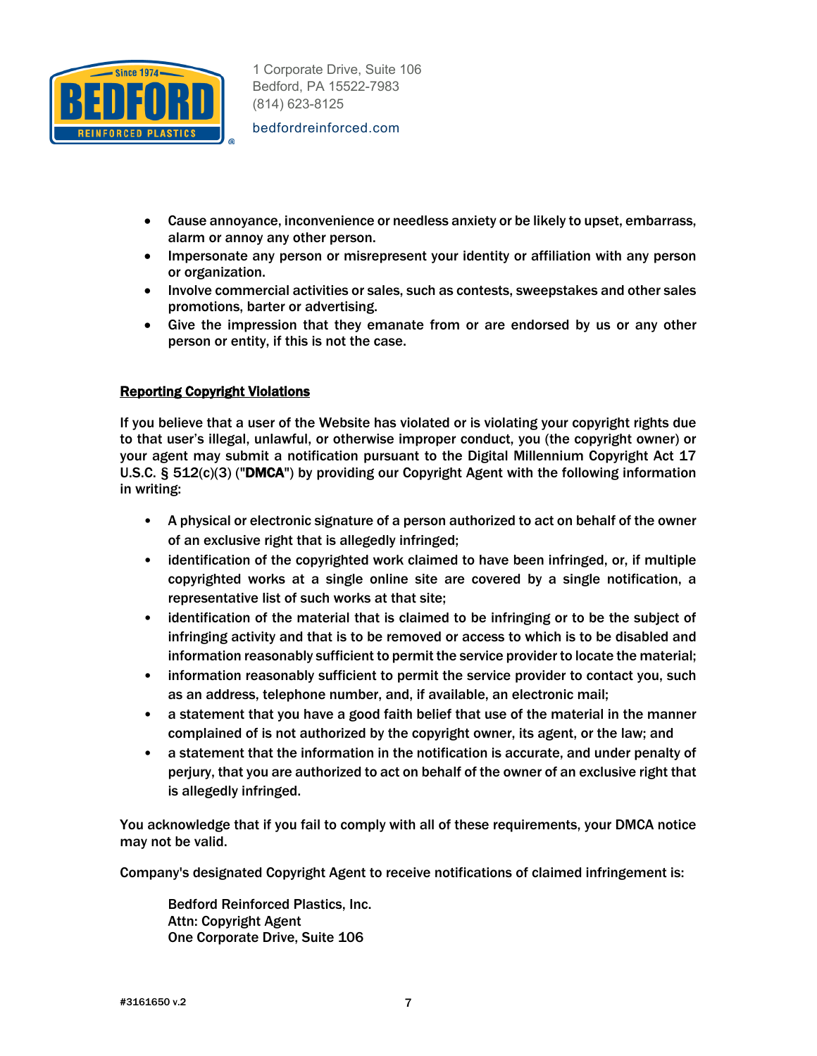- Cause annoyance, inconvenience or needless anxiety or be likely to upset, embarrass, alarm or annoy any other person.
- Impersonate any person or misrepresent your identity or affiliation with any person or organization.
- Involve commercial activities or sales, such as contests, sweepstakes and other sales promotions, barter or advertising.
- Give the impression that they emanate from or are endorsed by us or any other person or entity, if this is not the case.

**Reporting Copyright Violations**

If you believe that a user of the Website has violated or is violating your copyright rights due to that user's illegal, unlawful, or otherwise improper conduct, you (the copyright owner) or your agent may submit a notification pursuant to the Digital Millennium Copyright Act 17 U.S.C. § 512(c)(3) ("**DMCA**") by providing our Copyright Agent with the following information in writing:

- A physical or electronic signature of a person authorized to act on behalf of the owner of an exclusive right that is allegedly infringed;
- identification of the copyrighted work claimed to have been infringed, or, if multiple copyrighted works at a single online site are covered by a single notification, a representative list of such works at that site;
- identification of the material that is claimed to be infringing or to be the subject of infringing activity and that is to be removed or access to which is to be disabled and information reasonably sufficient to permit the service provider to locate the material;
- information reasonably sufficient to permit the service provider to contact you, such as an address, telephone number, and, if available, an electronic mail;
- a statement that you have a good faith belief that use of the material in the manner complained of is not authorized by the copyright owner, its agent, or the law; and
- a statement that the information in the notification is accurate, and under penalty of perjury, that you are authorized to act on behalf of the owner of an exclusive right that is allegedly infringed.

You acknowledge that if you fail to comply with all of these requirements, your DMCA notice may not be valid.

Company's designated Copyright Agent to receive notifications of claimed infringement is:

Bedford Reinforced Plastics, Inc.
Attn: Copyright Agent
One Corporate Drive, Suite 106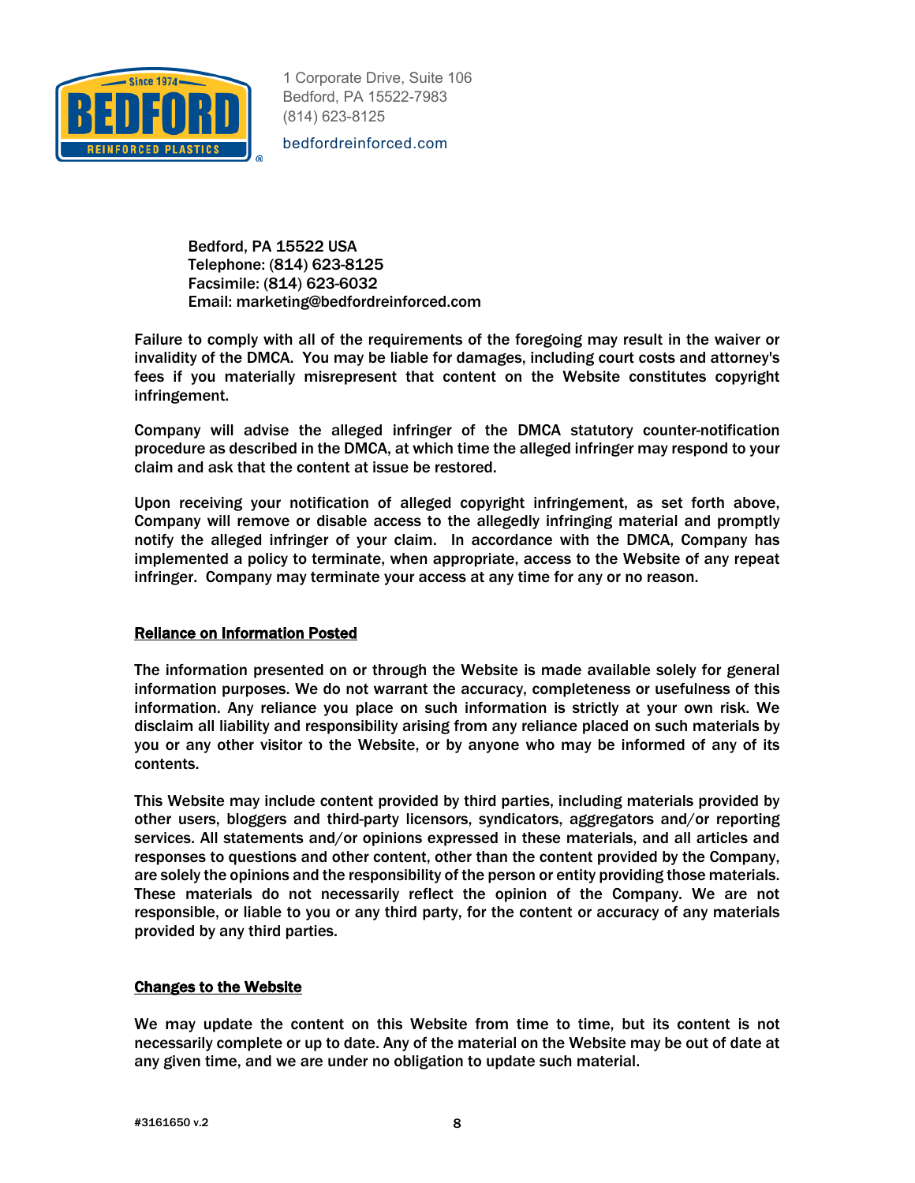Bedford, PA 15522 USA
Telephone: (814) 623-8125
Facsimile: (814) 623-6032
Email: marketing@bedfordreinforced.com

Failure to comply with all of the requirements of the foregoing may result in the waiver or invalidity of the DMCA. You may be liable for damages, including court costs and attorney's fees if you materially misrepresent that content on the Website constitutes copyright infringement.

Company will advise the alleged infringer of the DMCA statutory counter-notification procedure as described in the DMCA, at which time the alleged infringer may respond to your claim and ask that the content at issue be restored.

Upon receiving your notification of alleged copyright infringement, as set forth above, Company will remove or disable access to the allegedly infringing material and promptly notify the alleged infringer of your claim. In accordance with the DMCA, Company has implemented a policy to terminate, when appropriate, access to the Website of any repeat infringer. Company may terminate your access at any time for any or no reason.

## Reliance on Information Posted

The information presented on or through the Website is made available solely for general information purposes. We do not warrant the accuracy, completeness or usefulness of this information. Any reliance you place on such information is strictly at your own risk. We disclaim all liability and responsibility arising from any reliance placed on such materials by you or any other visitor to the Website, or by anyone who may be informed of any of its contents.

This Website may include content provided by third parties, including materials provided by other users, bloggers and third-party licensors, syndicators, aggregators and/or reporting services. All statements and/or opinions expressed in these materials, and all articles and responses to questions and other content, other than the content provided by the Company, are solely the opinions and the responsibility of the person or entity providing those materials. These materials do not necessarily reflect the opinion of the Company. We are not responsible, or liable to you or any third party, for the content or accuracy of any materials provided by any third parties.

## Changes to the Website

We may update the content on this Website from time to time, but its content is not necessarily complete or up to date. Any of the material on the Website may be out of date at any given time, and we are under no obligation to update such material.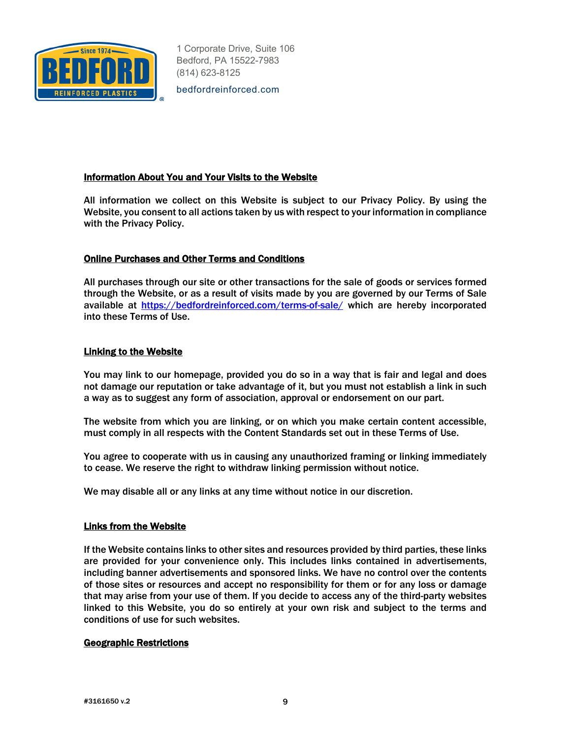#### **Information About You and Your Visits to the Website**

All information we collect on this Website is subject to our Privacy Policy. By using the Website, you consent to all actions taken by us with respect to your information in compliance with the Privacy Policy.

#### **Online Purchases and Other Terms and Conditions**

All purchases through our site or other transactions for the sale of goods or services formed through the Website, or as a result of visits made by you are governed by our Terms of Sale available at [https://bedfordreinforced.com/terms-of-sale/](https://bedfordreinforced.com/terms-of-sale/) which are hereby incorporated into these Terms of Use.

#### **Linking to the Website**

You may link to our homepage, provided you do so in a way that is fair and legal and does not damage our reputation or take advantage of it, but you must not establish a link in such a way as to suggest any form of association, approval or endorsement on our part.

The website from which you are linking, or on which you make certain content accessible, must comply in all respects with the Content Standards set out in these Terms of Use.

You agree to cooperate with us in causing any unauthorized framing or linking immediately to cease. We reserve the right to withdraw linking permission without notice.

We may disable all or any links at any time without notice in our discretion.

#### **Links from the Website**

If the Website contains links to other sites and resources provided by third parties, these links are provided for your convenience only. This includes links contained in advertisements, including banner advertisements and sponsored links. We have no control over the contents of those sites or resources and accept no responsibility for them or for any loss or damage that may arise from your use of them. If you decide to access any of the third-party websites linked to this Website, you do so entirely at your own risk and subject to the terms and conditions of use for such websites.

#### **Geographic Restrictions**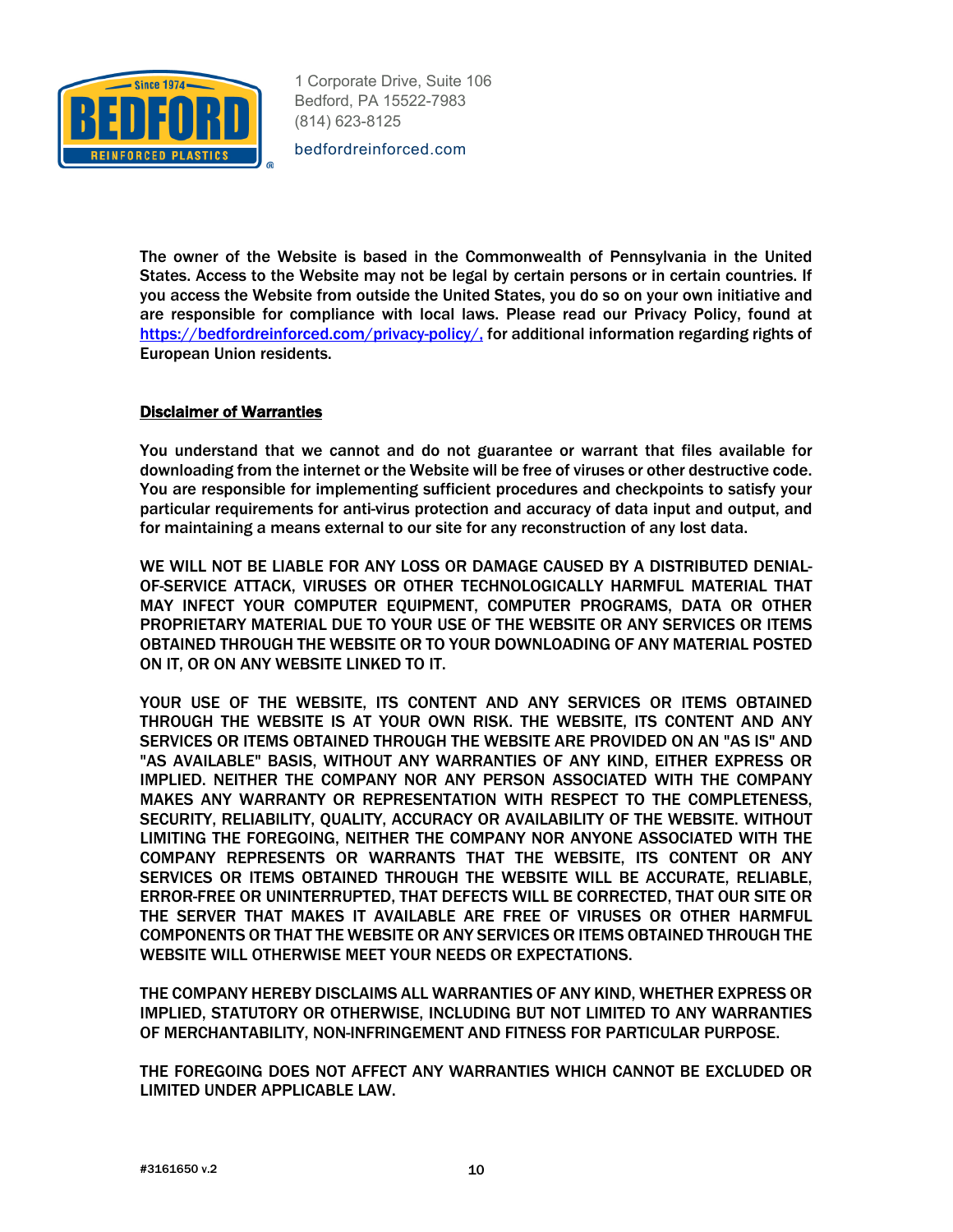The owner of the Website is based in the Commonwealth of Pennsylvania in the United States. Access to the Website may not be legal by certain persons or in certain countries. If you access the Website from outside the United States, you do so on your own initiative and are responsible for compliance with local laws. Please read our Privacy Policy, found at [https://bedfordreinforced.com/privacy-policy/](https://bedfordreinforced.com/privacy-policy/), for additional information regarding rights of European Union residents.

**Disclaimer of Warranties**

You understand that we cannot and do not guarantee or warrant that files available for downloading from the internet or the Website will be free of viruses or other destructive code. You are responsible for implementing sufficient procedures and checkpoints to satisfy your particular requirements for anti-virus protection and accuracy of data input and output, and for maintaining a means external to our site for any reconstruction of any lost data.

WE WILL NOT BE LIABLE FOR ANY LOSS OR DAMAGE CAUSED BY A DISTRIBUTED DENIAL-OF-SERVICE ATTACK, VIRUSES OR OTHER TECHNOLOGICALLY HARMFUL MATERIAL THAT MAY INFECT YOUR COMPUTER EQUIPMENT, COMPUTER PROGRAMS, DATA OR OTHER PROPRIETARY MATERIAL DUE TO YOUR USE OF THE WEBSITE OR ANY SERVICES OR ITEMS OBTAINED THROUGH THE WEBSITE OR TO YOUR DOWNLOADING OF ANY MATERIAL POSTED ON IT, OR ON ANY WEBSITE LINKED TO IT.

YOUR USE OF THE WEBSITE, ITS CONTENT AND ANY SERVICES OR ITEMS OBTAINED THROUGH THE WEBSITE IS AT YOUR OWN RISK. THE WEBSITE, ITS CONTENT AND ANY SERVICES OR ITEMS OBTAINED THROUGH THE WEBSITE ARE PROVIDED ON AN "AS IS" AND "AS AVAILABLE" BASIS, WITHOUT ANY WARRANTIES OF ANY KIND, EITHER EXPRESS OR IMPLIED. NEITHER THE COMPANY NOR ANY PERSON ASSOCIATED WITH THE COMPANY MAKES ANY WARRANTY OR REPRESENTATION WITH RESPECT TO THE COMPLETENESS, SECURITY, RELIABILITY, QUALITY, ACCURACY OR AVAILABILITY OF THE WEBSITE. WITHOUT LIMITING THE FOREGOING, NEITHER THE COMPANY NOR ANYONE ASSOCIATED WITH THE COMPANY REPRESENTS OR WARRANTS THAT THE WEBSITE, ITS CONTENT OR ANY SERVICES OR ITEMS OBTAINED THROUGH THE WEBSITE WILL BE ACCURATE, RELIABLE, ERROR-FREE OR UNINTERRUPTED, THAT DEFECTS WILL BE CORRECTED, THAT OUR SITE OR THE SERVER THAT MAKES IT AVAILABLE ARE FREE OF VIRUSES OR OTHER HARMFUL COMPONENTS OR THAT THE WEBSITE OR ANY SERVICES OR ITEMS OBTAINED THROUGH THE WEBSITE WILL OTHERWISE MEET YOUR NEEDS OR EXPECTATIONS.

THE COMPANY HEREBY DISCLAIMS ALL WARRANTIES OF ANY KIND, WHETHER EXPRESS OR IMPLIED, STATUTORY OR OTHERWISE, INCLUDING BUT NOT LIMITED TO ANY WARRANTIES OF MERCHANTABILITY, NON-INFRINGEMENT AND FITNESS FOR PARTICULAR PURPOSE.

THE FOREGOING DOES NOT AFFECT ANY WARRANTIES WHICH CANNOT BE EXCLUDED OR LIMITED UNDER APPLICABLE LAW.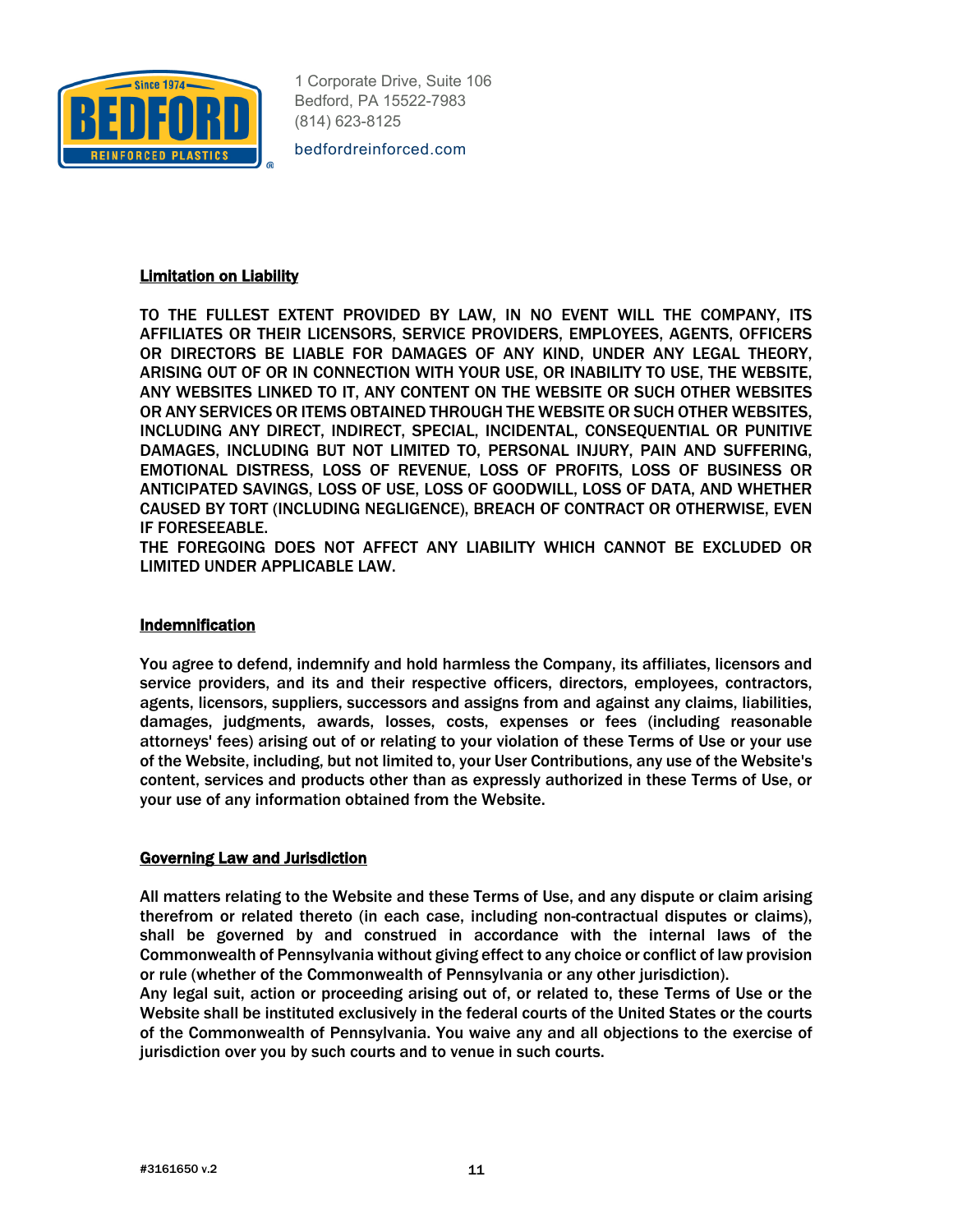## Limitation on Liability

TO THE FULLEST EXTENT PROVIDED BY LAW, IN NO EVENT WILL THE COMPANY, ITS AFFILIATES OR THEIR LICENSORS, SERVICE PROVIDERS, EMPLOYEES, AGENTS, OFFICERS OR DIRECTORS BE LIABLE FOR DAMAGES OF ANY KIND, UNDER ANY LEGAL THEORY, ARISING OUT OF OR IN CONNECTION WITH YOUR USE, OR INABILITY TO USE, THE WEBSITE, ANY WEBSITES LINKED TO IT, ANY CONTENT ON THE WEBSITE OR SUCH OTHER WEBSITES OR ANY SERVICES OR ITEMS OBTAINED THROUGH THE WEBSITE OR SUCH OTHER WEBSITES, INCLUDING ANY DIRECT, INDIRECT, SPECIAL, INCIDENTAL, CONSEQUENTIAL OR PUNITIVE DAMAGES, INCLUDING BUT NOT LIMITED TO, PERSONAL INJURY, PAIN AND SUFFERING, EMOTIONAL DISTRESS, LOSS OF REVENUE, LOSS OF PROFITS, LOSS OF BUSINESS OR ANTICIPATED SAVINGS, LOSS OF USE, LOSS OF GOODWILL, LOSS OF DATA, AND WHETHER CAUSED BY TORT (INCLUDING NEGLIGENCE), BREACH OF CONTRACT OR OTHERWISE, EVEN IF FORESEEABLE.

THE FOREGOING DOES NOT AFFECT ANY LIABILITY WHICH CANNOT BE EXCLUDED OR LIMITED UNDER APPLICABLE LAW.

## Indemnification

You agree to defend, indemnify and hold harmless the Company, its affiliates, licensors and service providers, and its and their respective officers, directors, employees, contractors, agents, licensors, suppliers, successors and assigns from and against any claims, liabilities, damages, judgments, awards, losses, costs, expenses or fees (including reasonable attorneys' fees) arising out of or relating to your violation of these Terms of Use or your use of the Website, including, but not limited to, your User Contributions, any use of the Website's content, services and products other than as expressly authorized in these Terms of Use, or your use of any information obtained from the Website.

## Governing Law and Jurisdiction

All matters relating to the Website and these Terms of Use, and any dispute or claim arising therefrom or related thereto (in each case, including non-contractual disputes or claims), shall be governed by and construed in accordance with the internal laws of the Commonwealth of Pennsylvania without giving effect to any choice or conflict of law provision or rule (whether of the Commonwealth of Pennsylvania or any other jurisdiction).

Any legal suit, action or proceeding arising out of, or related to, these Terms of Use or the Website shall be instituted exclusively in the federal courts of the United States or the courts of the Commonwealth of Pennsylvania. You waive any and all objections to the exercise of jurisdiction over you by such courts and to venue in such courts.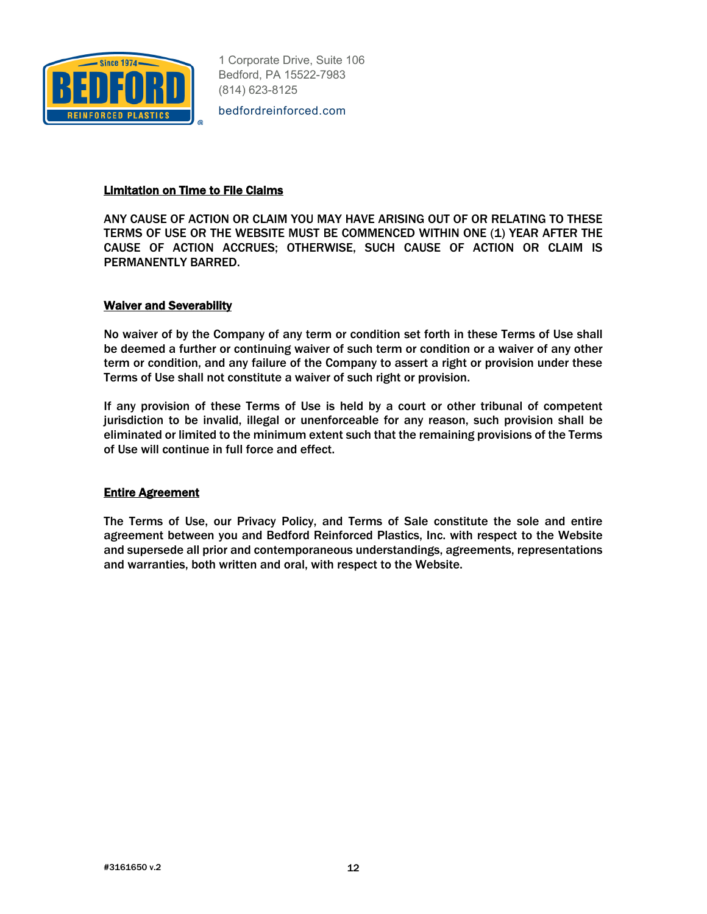**Limitation on Time to File Claims**

ANY CAUSE OF ACTION OR CLAIM YOU MAY HAVE ARISING OUT OF OR RELATING TO THESE TERMS OF USE OR THE WEBSITE MUST BE COMMENCED WITHIN ONE (1) YEAR AFTER THE CAUSE OF ACTION ACCRUES; OTHERWISE, SUCH CAUSE OF ACTION OR CLAIM IS PERMANENTLY BARRED.

**Waiver and Severability**

No waiver of by the Company of any term or condition set forth in these Terms of Use shall be deemed a further or continuing waiver of such term or condition or a waiver of any other term or condition, and any failure of the Company to assert a right or provision under these Terms of Use shall not constitute a waiver of such right or provision.

If any provision of these Terms of Use is held by a court or other tribunal of competent jurisdiction to be invalid, illegal or unenforceable for any reason, such provision shall be eliminated or limited to the minimum extent such that the remaining provisions of the Terms of Use will continue in full force and effect.

**Entire Agreement**

The Terms of Use, our Privacy Policy, and Terms of Sale constitute the sole and entire agreement between you and Bedford Reinforced Plastics, Inc. with respect to the Website and supersede all prior and contemporaneous understandings, agreements, representations and warranties, both written and oral, with respect to the Website.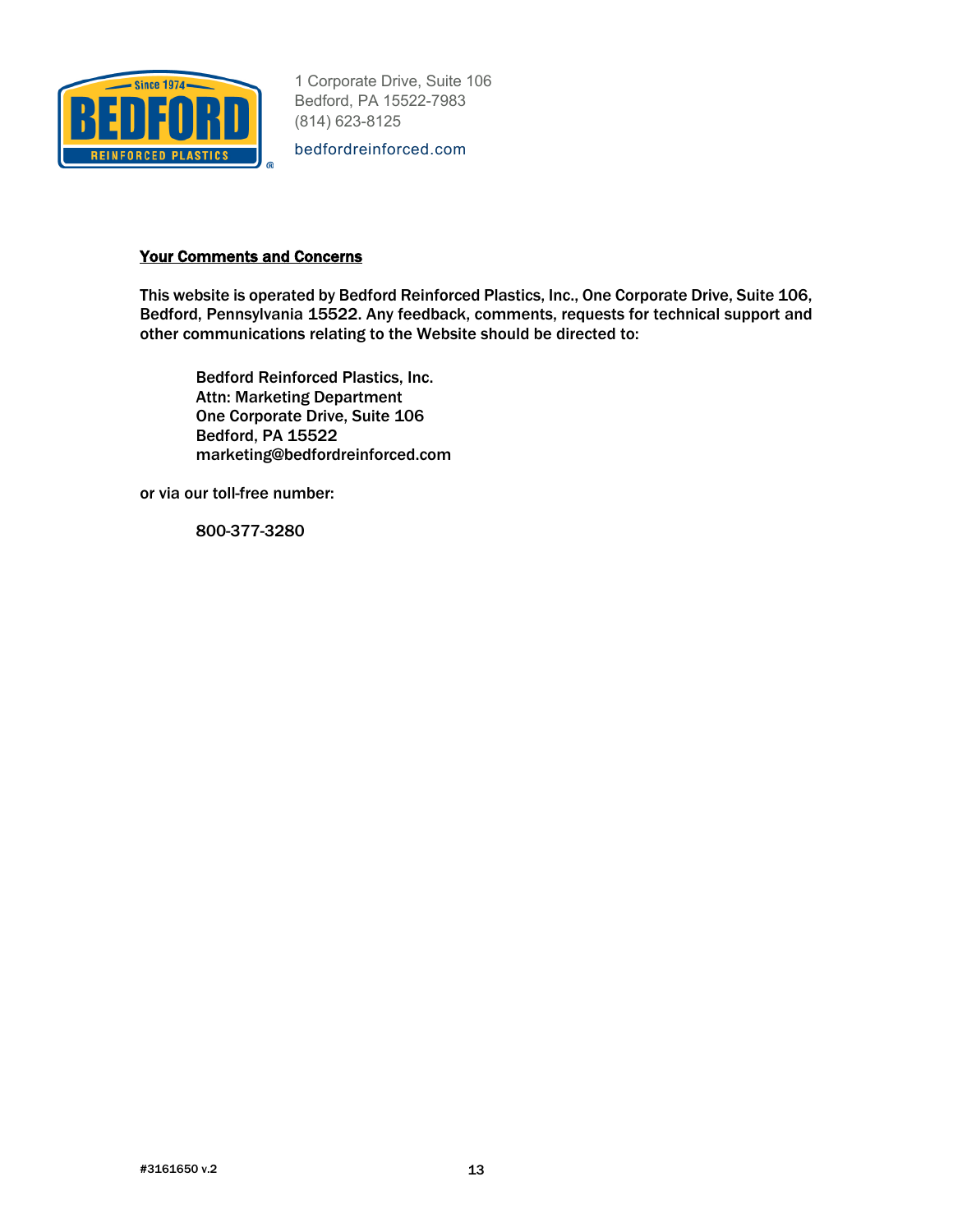1 Corporate Drive, Suite 106
Bedford, PA 15522-7983
(814) 623-8125

bedfordreinforced.com

**Your Comments and Concerns**

This website is operated by Bedford Reinforced Plastics, Inc., One Corporate Drive, Suite 106, Bedford, Pennsylvania 15522. Any feedback, comments, requests for technical support and other communications relating to the Website should be directed to:

> Bedford Reinforced Plastics, Inc.
> Attn: Marketing Department
> One Corporate Drive, Suite 106
> Bedford, PA 15522
> marketing@bedfordreinforced.com

or via our toll-free number:

> 800-377-3280

#3161650 v.2